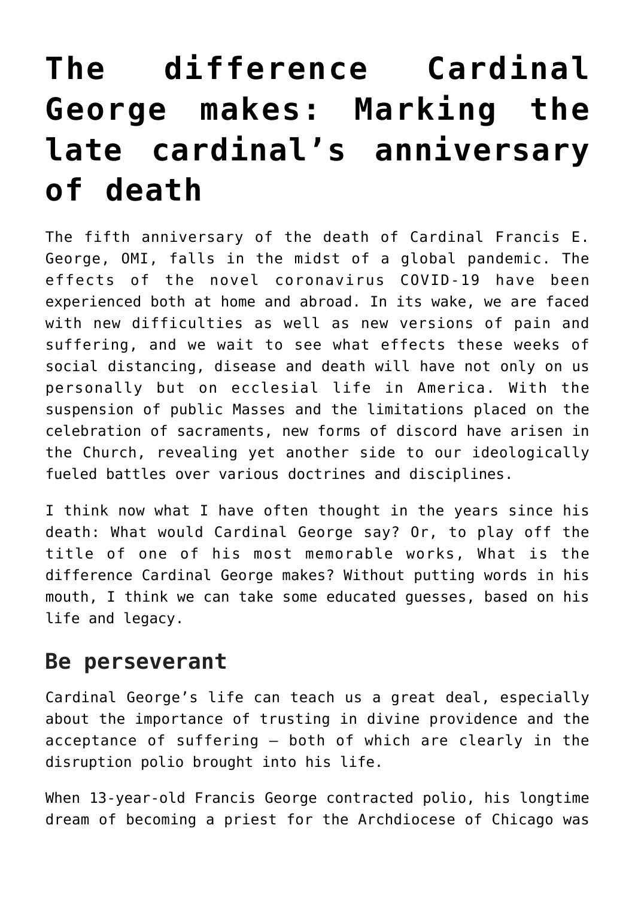# The difference Cardinal George makes: Marking the late cardinal’s anniversary of death

The fifth anniversary of the death of Cardinal Francis E. George, OMI, falls in the midst of a global pandemic. The effects of the novel coronavirus COVID-19 have been experienced both at home and abroad. In its wake, we are faced with new difficulties as well as new versions of pain and suffering, and we wait to see what effects these weeks of social distancing, disease and death will have not only on us personally but on ecclesial life in America. With the suspension of public Masses and the limitations placed on the celebration of sacraments, new forms of discord have arisen in the Church, revealing yet another side to our ideologically fueled battles over various doctrines and disciplines.

I think now what I have often thought in the years since his death: What would Cardinal George say? Or, to play off the title of one of his most memorable works, What is the difference Cardinal George makes? Without putting words in his mouth, I think we can take some educated guesses, based on his life and legacy.

## Be perseverant

Cardinal George’s life can teach us a great deal, especially about the importance of trusting in divine providence and the acceptance of suffering — both of which are clearly in the disruption polio brought into his life.

When 13-year-old Francis George contracted polio, his longtime dream of becoming a priest for the Archdiocese of Chicago was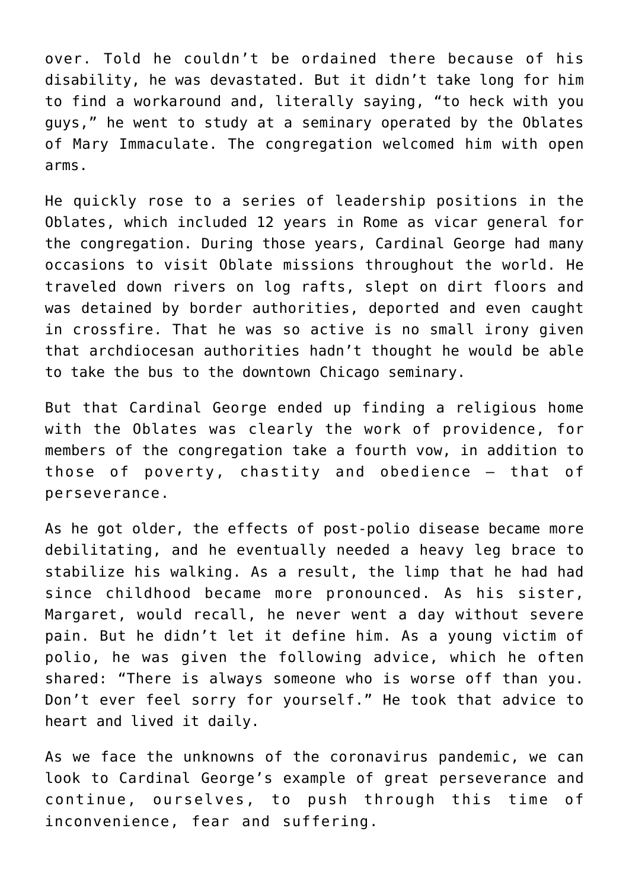over. Told he couldn't be ordained there because of his disability, he was devastated. But it didn't take long for him to find a workaround and, literally saying, "to heck with you guys," he went to study at a seminary operated by the Oblates of Mary Immaculate. The congregation welcomed him with open arms.

He quickly rose to a series of leadership positions in the Oblates, which included 12 years in Rome as vicar general for the congregation. During those years, Cardinal George had many occasions to visit Oblate missions throughout the world. He traveled down rivers on log rafts, slept on dirt floors and was detained by border authorities, deported and even caught in crossfire. That he was so active is no small irony given that archdiocesan authorities hadn't thought he would be able to take the bus to the downtown Chicago seminary.

But that Cardinal George ended up finding a religious home with the Oblates was clearly the work of providence, for members of the congregation take a fourth vow, in addition to those of poverty, chastity and obedience — that of perseverance.

As he got older, the effects of post-polio disease became more debilitating, and he eventually needed a heavy leg brace to stabilize his walking. As a result, the limp that he had had since childhood became more pronounced. As his sister, Margaret, would recall, he never went a day without severe pain. But he didn't let it define him. As a young victim of polio, he was given the following advice, which he often shared: "There is always someone who is worse off than you. Don't ever feel sorry for yourself." He took that advice to heart and lived it daily.

As we face the unknowns of the coronavirus pandemic, we can look to Cardinal George's example of great perseverance and continue, ourselves, to push through this time of inconvenience, fear and suffering.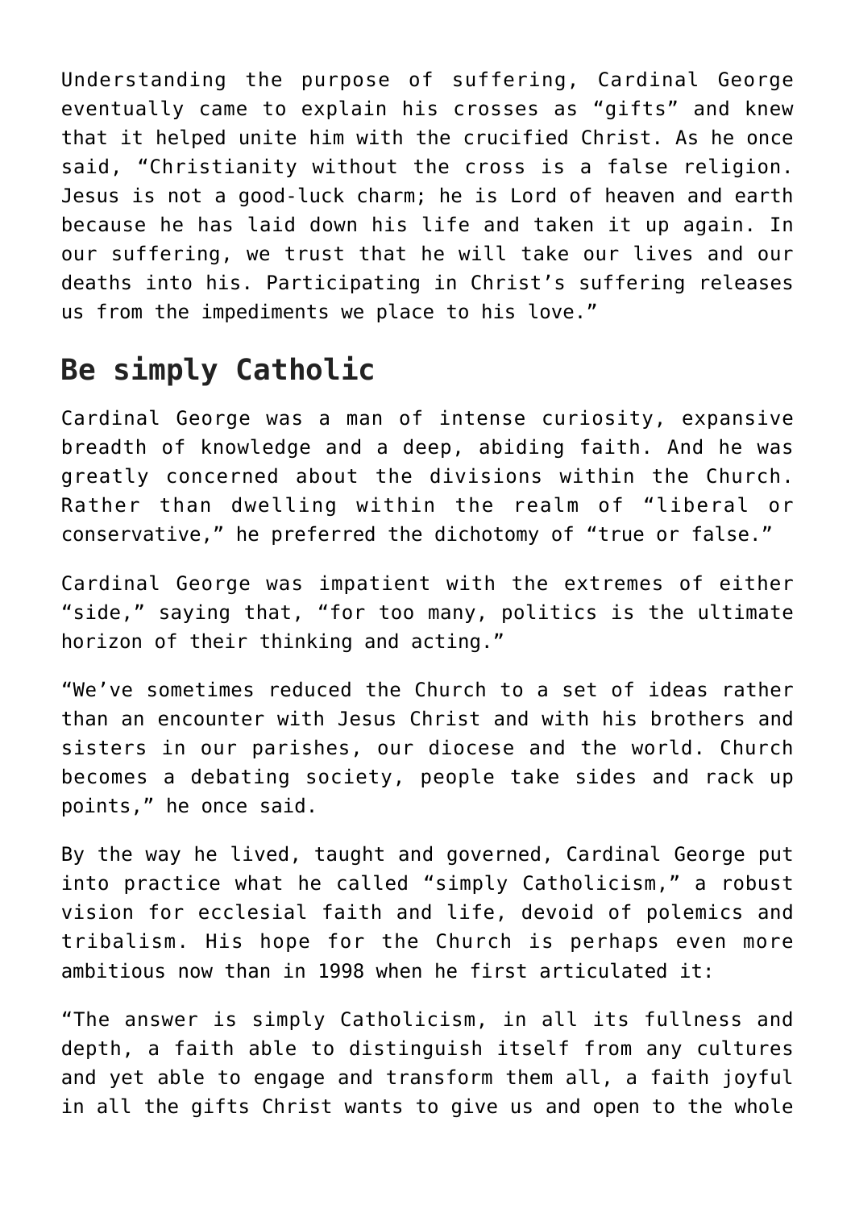Understanding the purpose of suffering, Cardinal George eventually came to explain his crosses as "gifts" and knew that it helped unite him with the crucified Christ. As he once said, "Christianity without the cross is a false religion. Jesus is not a good-luck charm; he is Lord of heaven and earth because he has laid down his life and taken it up again. In our suffering, we trust that he will take our lives and our deaths into his. Participating in Christ's suffering releases us from the impediments we place to his love."

## Be simply Catholic

Cardinal George was a man of intense curiosity, expansive breadth of knowledge and a deep, abiding faith. And he was greatly concerned about the divisions within the Church. Rather than dwelling within the realm of "liberal or conservative," he preferred the dichotomy of "true or false."

Cardinal George was impatient with the extremes of either "side," saying that, "for too many, politics is the ultimate horizon of their thinking and acting."

"We've sometimes reduced the Church to a set of ideas rather than an encounter with Jesus Christ and with his brothers and sisters in our parishes, our diocese and the world. Church becomes a debating society, people take sides and rack up points," he once said.

By the way he lived, taught and governed, Cardinal George put into practice what he called "simply Catholicism," a robust vision for ecclesial faith and life, devoid of polemics and tribalism. His hope for the Church is perhaps even more ambitious now than in 1998 when he first articulated it:

"The answer is simply Catholicism, in all its fullness and depth, a faith able to distinguish itself from any cultures and yet able to engage and transform them all, a faith joyful in all the gifts Christ wants to give us and open to the whole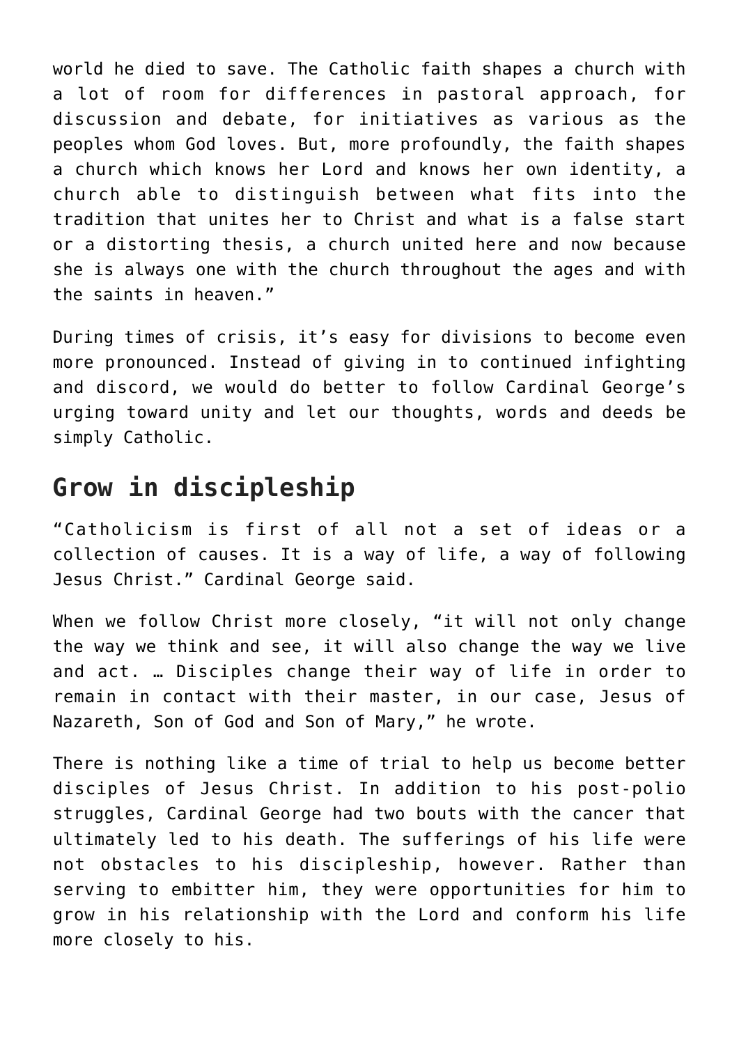world he died to save. The Catholic faith shapes a church with a lot of room for differences in pastoral approach, for discussion and debate, for initiatives as various as the peoples whom God loves. But, more profoundly, the faith shapes a church which knows her Lord and knows her own identity, a church able to distinguish between what fits into the tradition that unites her to Christ and what is a false start or a distorting thesis, a church united here and now because she is always one with the church throughout the ages and with the saints in heaven."

During times of crisis, it's easy for divisions to become even more pronounced. Instead of giving in to continued infighting and discord, we would do better to follow Cardinal George's urging toward unity and let our thoughts, words and deeds be simply Catholic.

## Grow in discipleship

"Catholicism is first of all not a set of ideas or a collection of causes. It is a way of life, a way of following Jesus Christ." Cardinal George said.

When we follow Christ more closely, "it will not only change the way we think and see, it will also change the way we live and act. … Disciples change their way of life in order to remain in contact with their master, in our case, Jesus of Nazareth, Son of God and Son of Mary," he wrote.

There is nothing like a time of trial to help us become better disciples of Jesus Christ. In addition to his post-polio struggles, Cardinal George had two bouts with the cancer that ultimately led to his death. The sufferings of his life were not obstacles to his discipleship, however. Rather than serving to embitter him, they were opportunities for him to grow in his relationship with the Lord and conform his life more closely to his.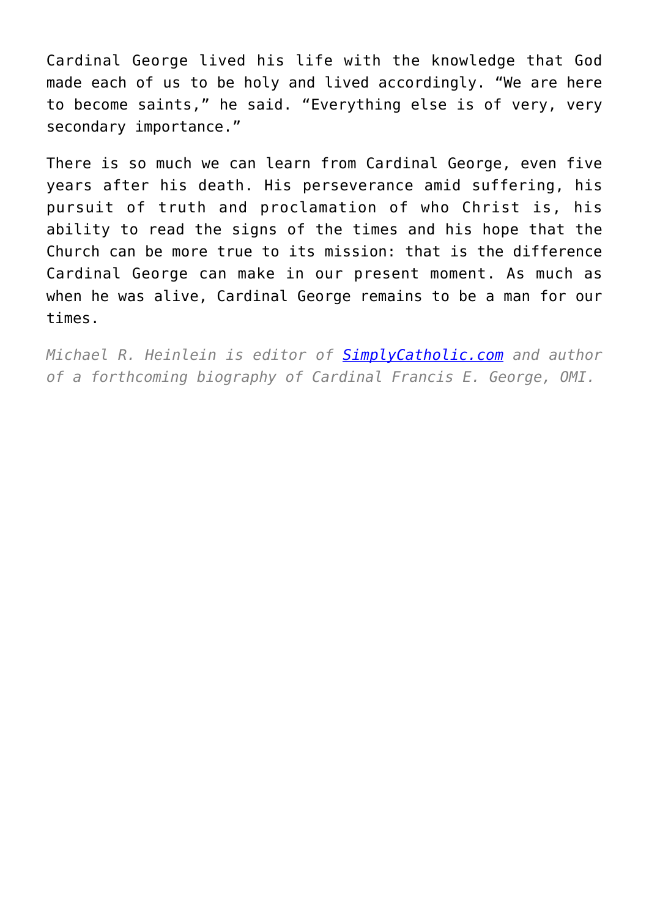Cardinal George lived his life with the knowledge that God made each of us to be holy and lived accordingly. “We are here to become saints,” he said. “Everything else is of very, very secondary importance.”

There is so much we can learn from Cardinal George, even five years after his death. His perseverance amid suffering, his pursuit of truth and proclamation of who Christ is, his ability to read the signs of the times and his hope that the Church can be more true to its mission: that is the difference Cardinal George can make in our present moment. As much as when he was alive, Cardinal George remains to be a man for our times.

*Michael R. Heinlein is editor of [SimplyCatholic.com](https://SimplyCatholic.com) and author of a forthcoming biography of Cardinal Francis E. George, OMI.*